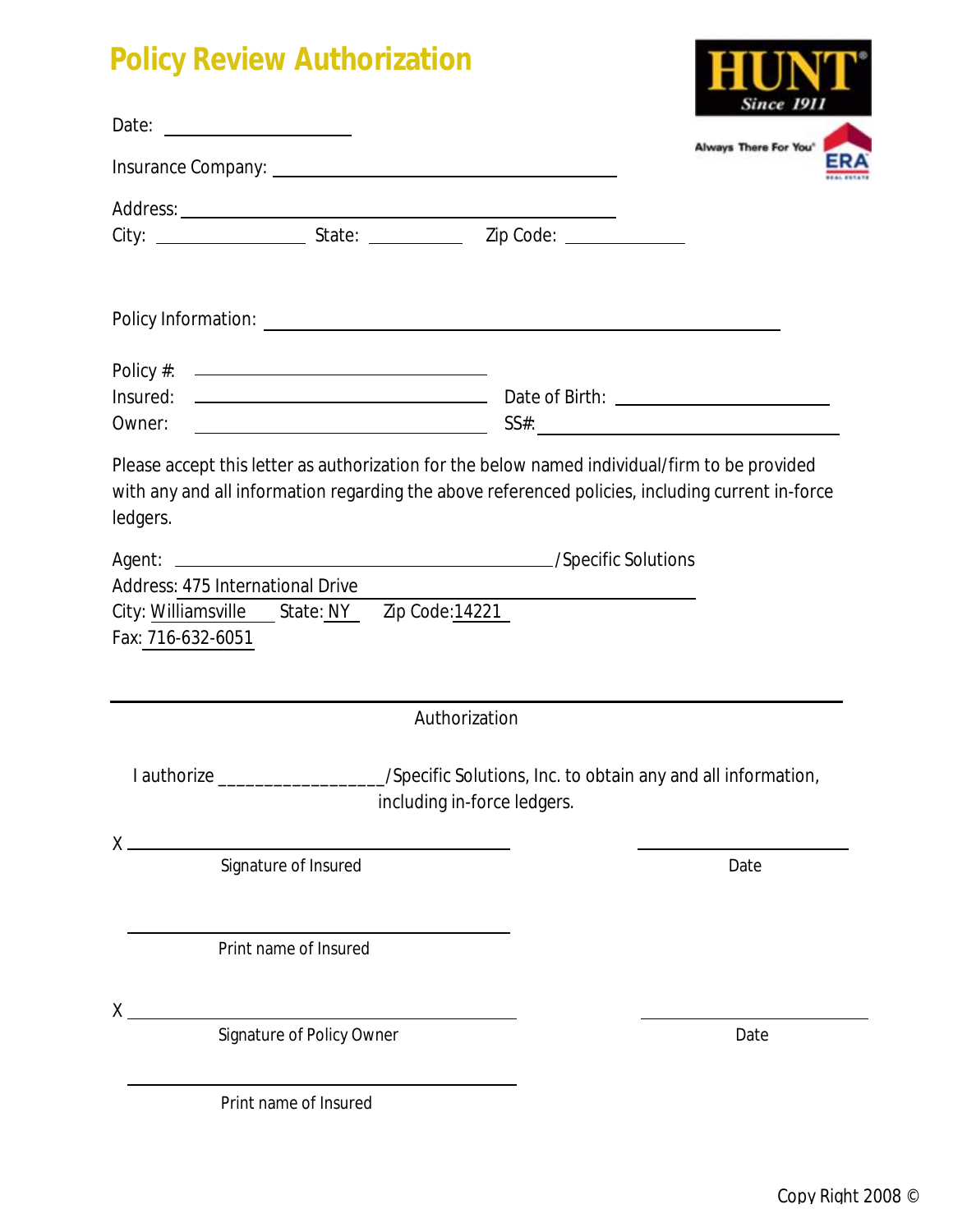# Policy Review Authorization

HUNT Since 1911 — Always There For You — ERA Real Estate

Date: ____________________

Insurance Company: ________________________________________

Address: ________________________________________

City: ______________ State: __________ Zip Code: ____________

Policy Information: ________________________________________________

Policy #: ______________________________

Insured: ______________________________ Date of Birth: ______________________

Owner: ______________________________ SS#: __________________________

Please accept this letter as authorization for the below named individual/firm to be provided with any and all information regarding the above referenced policies, including current in-force ledgers.

Agent: ________________________________________/Specific Solutions

Address: 475 International Drive

City: Williamsville State: NY Zip Code:14221

Fax: 716-632-6051

---

Authorization

I authorize _________________/Specific Solutions, Inc. to obtain any and all information, including in-force ledgers.

X ________________________________________ ______________________

Signature of Insured Date

________________________________________

Print name of Insured

X ________________________________________ ______________________

Signature of Policy Owner Date

________________________________________

Print name of Insured

Copy Right 2008 ©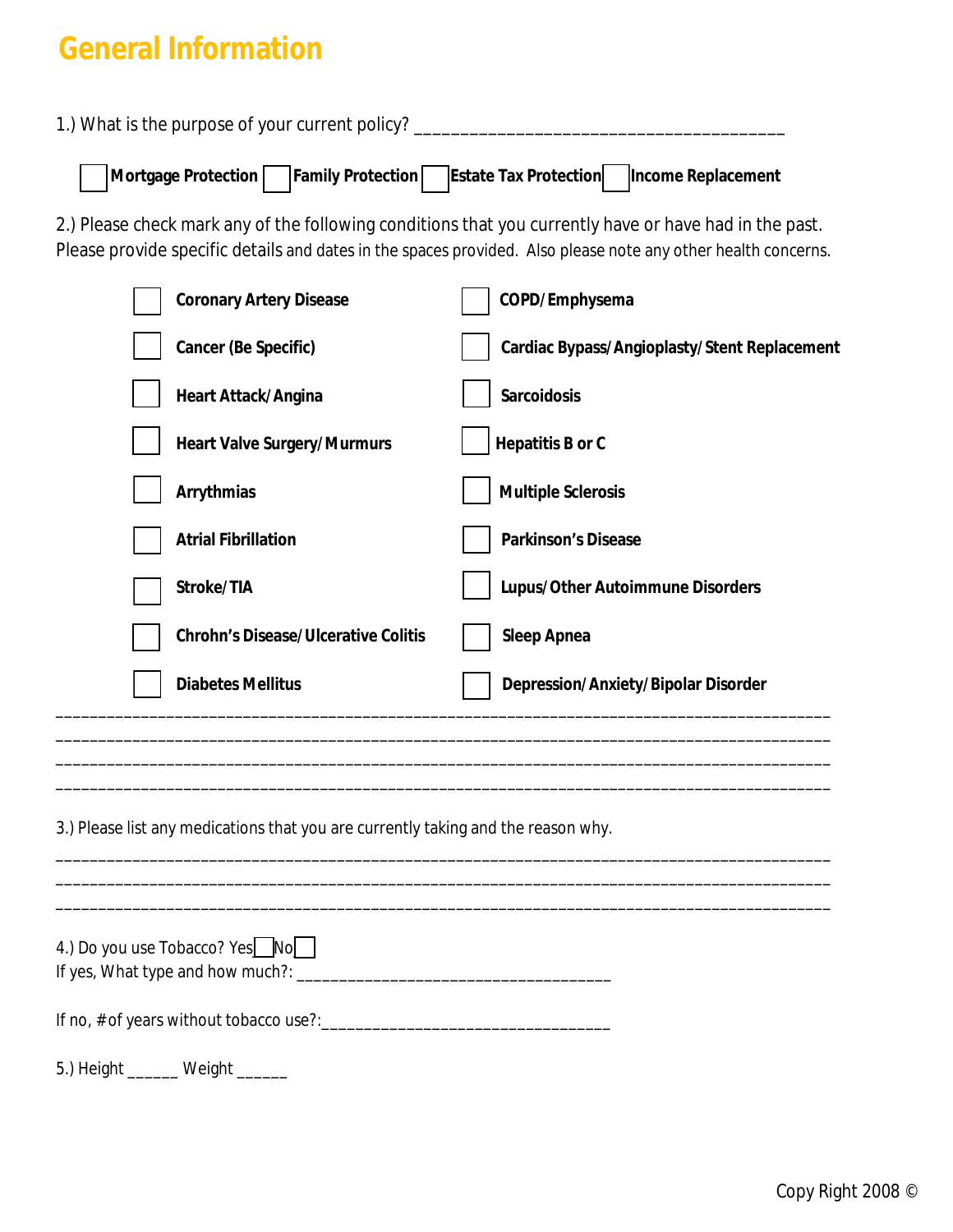# General Information

1.) What is the purpose of your current policy? ______________________________________

☐ **Mortgage Protection** ☐ **Family Protection** ☐ **Estate Tax Protection** ☐ **Income Replacement**

2.) Please check mark any of the following conditions that you currently have or have had in the past. Please provide specific details and dates in the spaces provided. Also please note any other health concerns.

| | |
|---|---|
| ☐ **Coronary Artery Disease** | ☐ **COPD/Emphysema** |
| ☐ **Cancer (Be Specific)** | ☐ **Cardiac Bypass/Angioplasty/Stent Replacement** |
| ☐ **Heart Attack/Angina** | ☐ **Sarcoidosis** |
| ☐ **Heart Valve Surgery/Murmurs** | ☐ **Hepatitis B or C** |
| ☐ **Arrythmias** | ☐ **Multiple Sclerosis** |
| ☐ **Atrial Fibrillation** | ☐ **Parkinson's Disease** |
| ☐ **Stroke/TIA** | ☐ **Lupus/Other Autoimmune Disorders** |
| ☐ **Chrohn's Disease/Ulcerative Colitis** | ☐ **Sleep Apnea** |
| ☐ **Diabetes Mellitus** | ☐ **Depression/Anxiety/Bipolar Disorder** |

________________________________________________________________________________________
________________________________________________________________________________________
________________________________________________________________________________________
________________________________________________________________________________________

3.) Please list any medications that you are currently taking and the reason why.

________________________________________________________________________________________
________________________________________________________________________________________
________________________________________________________________________________________

4.) Do you use Tobacco? Yes ☐ No ☐

If yes, What type and how much?: ____________________________________

If no, # of years without tobacco use?:________________________________

5.) Height ______ Weight ______

Copy Right 2008 ©